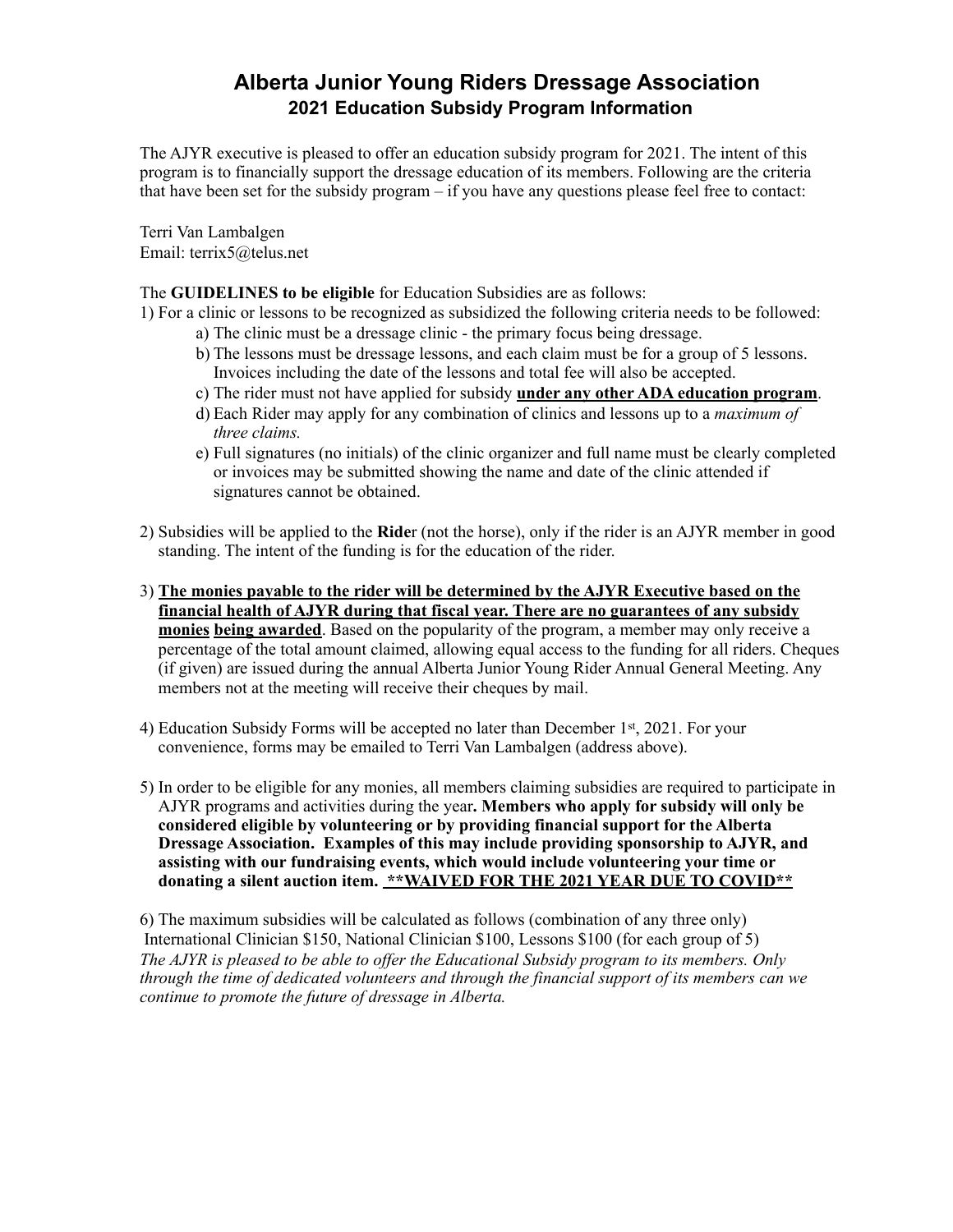# Alberta Junior Young Riders Dressage Association

## 2021 Education Subsidy Program Information

The AJYR executive is pleased to offer an education subsidy program for 2021. The intent of this program is to financially support the dressage education of its members. Following are the criteria that have been set for the subsidy program – if you have any questions please feel free to contact:

Terri Van Lambalgen
Email: terrix5@telus.net

The **GUIDELINES to be eligible** for Education Subsidies are as follows:

1) For a clinic or lessons to be recognized as subsidized the following criteria needs to be followed:
   a) The clinic must be a dressage clinic - the primary focus being dressage.
   b) The lessons must be dressage lessons, and each claim must be for a group of 5 lessons. Invoices including the date of the lessons and total fee will also be accepted.
   c) The rider must not have applied for subsidy **under any other ADA education program**.
   d) Each Rider may apply for any combination of clinics and lessons up to a *maximum of three claims.*
   e) Full signatures (no initials) of the clinic organizer and full name must be clearly completed or invoices may be submitted showing the name and date of the clinic attended if signatures cannot be obtained.

2) Subsidies will be applied to the **Ride**r (not the horse), only if the rider is an AJYR member in good standing. The intent of the funding is for the education of the rider.

3) **The monies payable to the rider will be determined by the AJYR Executive based on the financial health of AJYR during that fiscal year. There are no guarantees of any subsidy monies being awarded**. Based on the popularity of the program, a member may only receive a percentage of the total amount claimed, allowing equal access to the funding for all riders. Cheques (if given) are issued during the annual Alberta Junior Young Rider Annual General Meeting. Any members not at the meeting will receive their cheques by mail.

4) Education Subsidy Forms will be accepted no later than December 1st, 2021. For your convenience, forms may be emailed to Terri Van Lambalgen (address above).

5) In order to be eligible for any monies, all members claiming subsidies are required to participate in AJYR programs and activities during the year**. Members who apply for subsidy will only be considered eligible by volunteering or by providing financial support for the Alberta Dressage Association. Examples of this may include providing sponsorship to AJYR, and assisting with our fundraising events, which would include volunteering your time or donating a silent auction item. \*\*WAIVED FOR THE 2021 YEAR DUE TO COVID\*\***

6) The maximum subsidies will be calculated as follows (combination of any three only)
International Clinician $150, National Clinician $100, Lessons $100 (for each group of 5)

*The AJYR is pleased to be able to offer the Educational Subsidy program to its members. Only through the time of dedicated volunteers and through the financial support of its members can we continue to promote the future of dressage in Alberta.*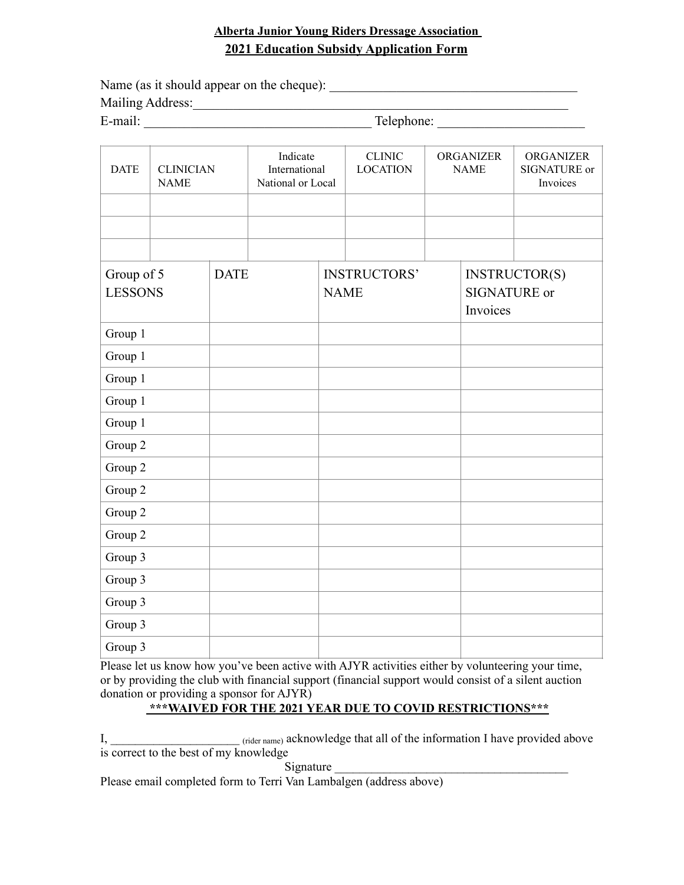**Alberta Junior Young Riders Dressage Association**

**2021 Education Subsidy Application Form**

Name (as it should appear on the cheque): ___________________________________

Mailing Address: ___________________________________________________

E-mail: ______________________________ Telephone: ___________________

| DATE | CLINICIAN NAME | Indicate International National or Local | CLINIC LOCATION | ORGANIZER NAME | ORGANIZER SIGNATURE or Invoices |
|---|---|---|---|---|---|
| | | | | | |
| | | | | | |
| | | | | | |

| Group of 5 LESSONS | DATE | INSTRUCTORS' NAME | INSTRUCTOR(S) SIGNATURE or Invoices |
|---|---|---|---|
| Group 1 | | | |
| Group 1 | | | |
| Group 1 | | | |
| Group 1 | | | |
| Group 1 | | | |
| Group 2 | | | |
| Group 2 | | | |
| Group 2 | | | |
| Group 2 | | | |
| Group 2 | | | |
| Group 3 | | | |
| Group 3 | | | |
| Group 3 | | | |
| Group 3 | | | |
| Group 3 | | | |

Please let us know how you've been active with AJYR activities either by volunteering your time, or by providing the club with financial support (financial support would consist of a silent auction donation or providing a sponsor for AJYR)

**\*\*\*WAIVED FOR THE 2021 YEAR DUE TO COVID RESTRICTIONS\*\*\***

I, ____________________ (rider name) acknowledge that all of the information I have provided above is correct to the best of my knowledge

Signature ____________________________________

Please email completed form to Terri Van Lambalgen (address above)